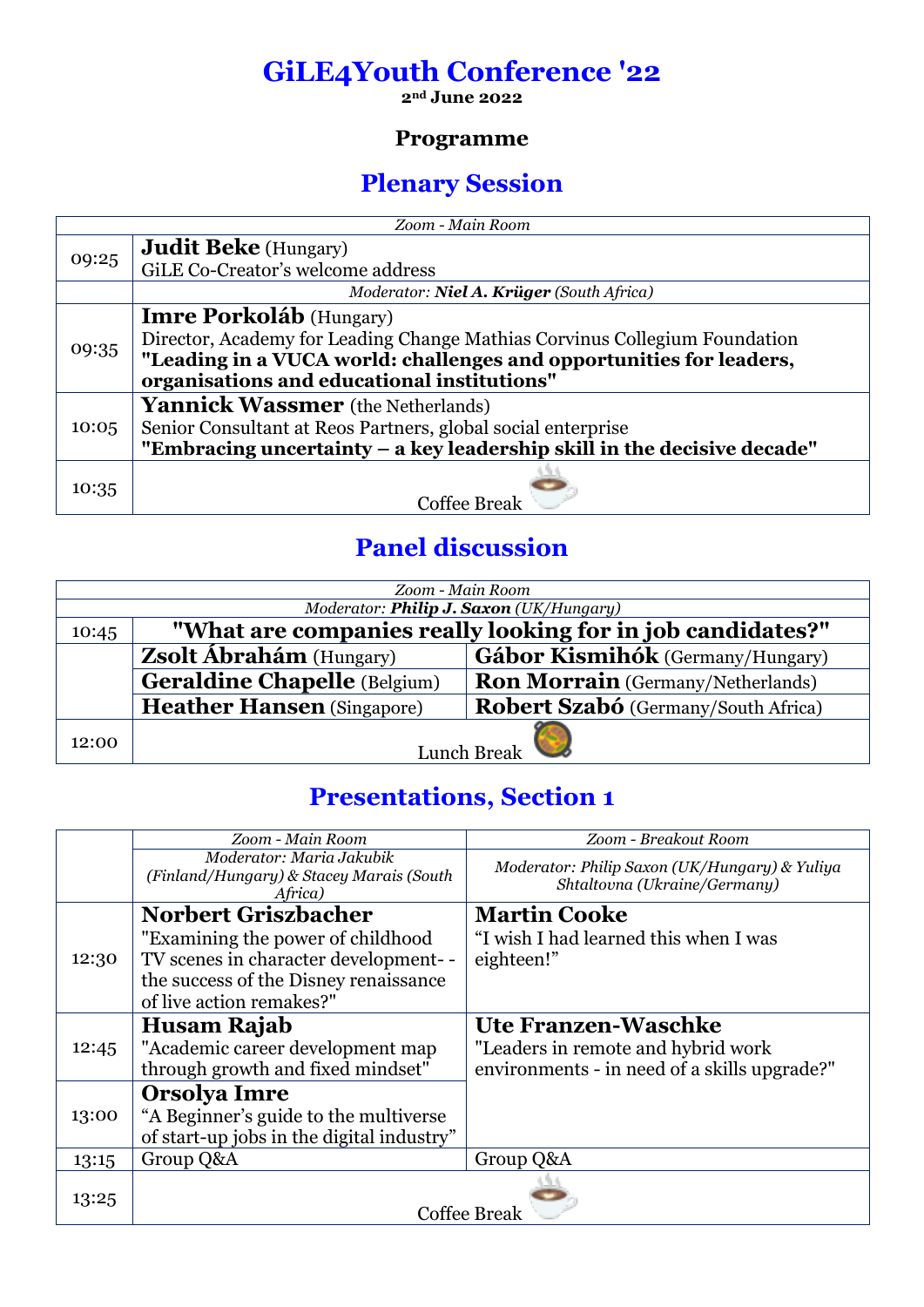# GiLE4Youth Conference '22

**2nd June 2022**

### Programme

## Plenary Session

| | *Zoom - Main Room* |
|---|---|
| 09:25 | **Judit Beke** (Hungary)<br>GiLE Co-Creator's welcome address |
| | *Moderator: **Niel A. Krüger** (South Africa)* |
| 09:35 | **Imre Porkoláb** (Hungary)<br>Director, Academy for Leading Change Mathias Corvinus Collegium Foundation<br>**"Leading in a VUCA world: challenges and opportunities for leaders, organisations and educational institutions"** |
| 10:05 | **Yannick Wassmer** (the Netherlands)<br>Senior Consultant at Reos Partners, global social enterprise<br>**"Embracing uncertainty – a key leadership skill in the decisive decade"** |
| 10:35 | Coffee Break |

## Panel discussion

| | *Zoom - Main Room* | |
|---|---|---|
| | *Moderator: **Philip J. Saxon** (UK/Hungary)* | |
| 10:45 | **"What are companies really looking for in job candidates?"** | |
| | **Zsolt Ábrahám** (Hungary) | **Gábor Kismihók** (Germany/Hungary) |
| | **Geraldine Chapelle** (Belgium) | **Ron Morrain** (Germany/Netherlands) |
| | **Heather Hansen** (Singapore) | **Robert Szabó** (Germany/South Africa) |
| 12:00 | Lunch Break | |

## Presentations, Section 1

| | *Zoom - Main Room* | *Zoom - Breakout Room* |
|---|---|---|
| | *Moderator: Maria Jakubik (Finland/Hungary) & Stacey Marais (South Africa)* | *Moderator: Philip Saxon (UK/Hungary) & Yuliya Shtaltovna (Ukraine/Germany)* |
| 12:30 | **Norbert Griszbacher**<br>"Examining the power of childhood TV scenes in character development- - the success of the Disney renaissance of live action remakes?" | **Martin Cooke**<br>"I wish I had learned this when I was eighteen!" |
| 12:45 | **Husam Rajab**<br>"Academic career development map through growth and fixed mindset" | **Ute Franzen-Waschke**<br>"Leaders in remote and hybrid work environments - in need of a skills upgrade?" |
| 13:00 | **Orsolya Imre**<br>"A Beginner's guide to the multiverse of start-up jobs in the digital industry" | |
| 13:15 | Group Q&A | Group Q&A |
| 13:25 | Coffee Break | |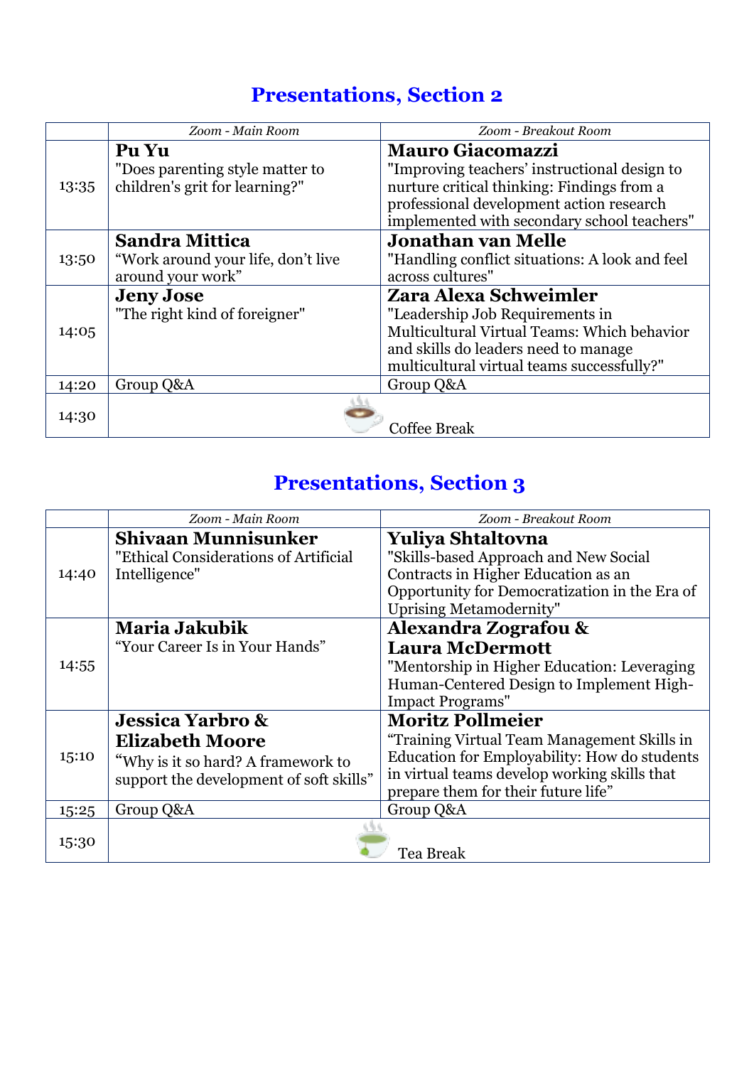## Presentations, Section 2

| | *Zoom - Main Room* | *Zoom - Breakout Room* |
|---|---|---|
| 13:35 | **Pu Yu** "Does parenting style matter to children's grit for learning?" | **Mauro Giacomazzi** "Improving teachers' instructional design to nurture critical thinking: Findings from a professional development action research implemented with secondary school teachers" |
| 13:50 | **Sandra Mittica** "Work around your life, don't live around your work" | **Jonathan van Melle** "Handling conflict situations: A look and feel across cultures" |
| 14:05 | **Jeny Jose** "The right kind of foreigner" | **Zara Alexa Schweimler** "Leadership Job Requirements in Multicultural Virtual Teams: Which behavior and skills do leaders need to manage multicultural virtual teams successfully?" |
| 14:20 | Group Q&A | Group Q&A |
| 14:30 | Coffee Break | |

## Presentations, Section 3

| | *Zoom - Main Room* | *Zoom - Breakout Room* |
|---|---|---|
| 14:40 | **Shivaan Munnisunker** "Ethical Considerations of Artificial Intelligence" | **Yuliya Shtaltovna** "Skills-based Approach and New Social Contracts in Higher Education as an Opportunity for Democratization in the Era of Uprising Metamodernity" |
| 14:55 | **Maria Jakubik** "Your Career Is in Your Hands" | **Alexandra Zografou & Laura McDermott** "Mentorship in Higher Education: Leveraging Human-Centered Design to Implement High-Impact Programs" |
| 15:10 | **Jessica Yarbro & Elizabeth Moore** "Why is it so hard? A framework to support the development of soft skills" | **Moritz Pollmeier** "Training Virtual Team Management Skills in Education for Employability: How do students in virtual teams develop working skills that prepare them for their future life" |
| 15:25 | Group Q&A | Group Q&A |
| 15:30 | Tea Break | |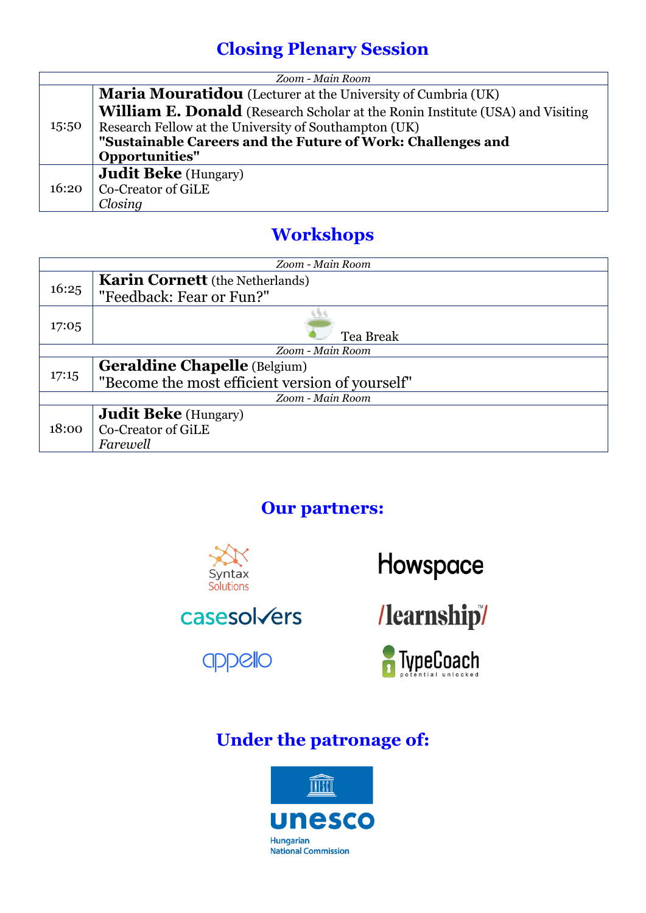## Closing Plenary Session

| | |
|---|---|
| | *Zoom - Main Room* |
| 15:50 | **Maria Mouratidou** (Lecturer at the University of Cumbria (UK)<br>**William E. Donald** (Research Scholar at the Ronin Institute (USA) and Visiting Research Fellow at the University of Southampton (UK)<br>**"Sustainable Careers and the Future of Work: Challenges and Opportunities"** |
| 16:20 | **Judit Beke** (Hungary)<br>Co-Creator of GiLE<br>*Closing* |

## Workshops

| | |
|---|---|
| | *Zoom - Main Room* |
| 16:25 | **Karin Cornett** (the Netherlands)<br>"Feedback: Fear or Fun?" |
| 17:05 | Tea Break |
| | *Zoom - Main Room* |
| 17:15 | **Geraldine Chapelle** (Belgium)<br>"Become the most efficient version of yourself" |
| | *Zoom - Main Room* |
| 18:00 | **Judit Beke** (Hungary)<br>Co-Creator of GiLE<br>*Farewell* |

## Our partners:

Syntax Solutions

Howspace

casesolvers

/learnship/

appello

TypeCoach potential unlocked

## Under the patronage of:

unesco
Hungarian National Commission